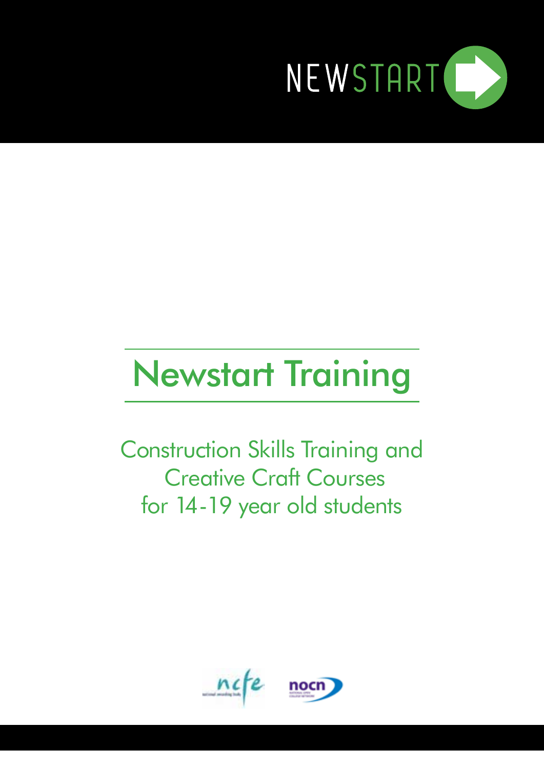NEWSTART

# Newstart Training

Construction Skills Training and
Creative Craft Courses
for 14-19 year old students

ncfe national awarding body

nocn NATIONAL OPEN COLLEGE NETWORK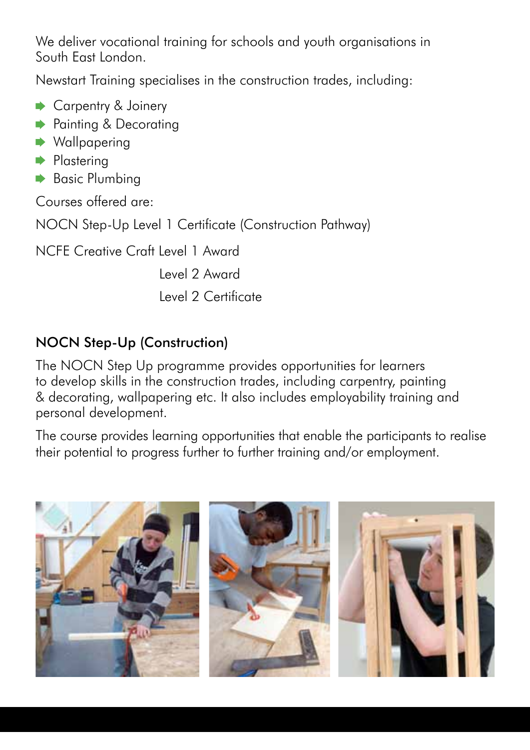We deliver vocational training for schools and youth organisations in South East London.

Newstart Training specialises in the construction trades, including:

- Carpentry & Joinery
- Painting & Decorating
- Wallpapering
- Plastering
- Basic Plumbing

Courses offered are:

NOCN Step-Up Level 1 Certificate (Construction Pathway)

NCFE Creative Craft Level 1 Award

Level 2 Award

Level 2 Certificate

## NOCN Step-Up (Construction)

The NOCN Step Up programme provides opportunities for learners to develop skills in the construction trades, including carpentry, painting & decorating, wallpapering etc. It also includes employability training and personal development.

The course provides learning opportunities that enable the participants to realise their potential to progress further to further training and/or employment.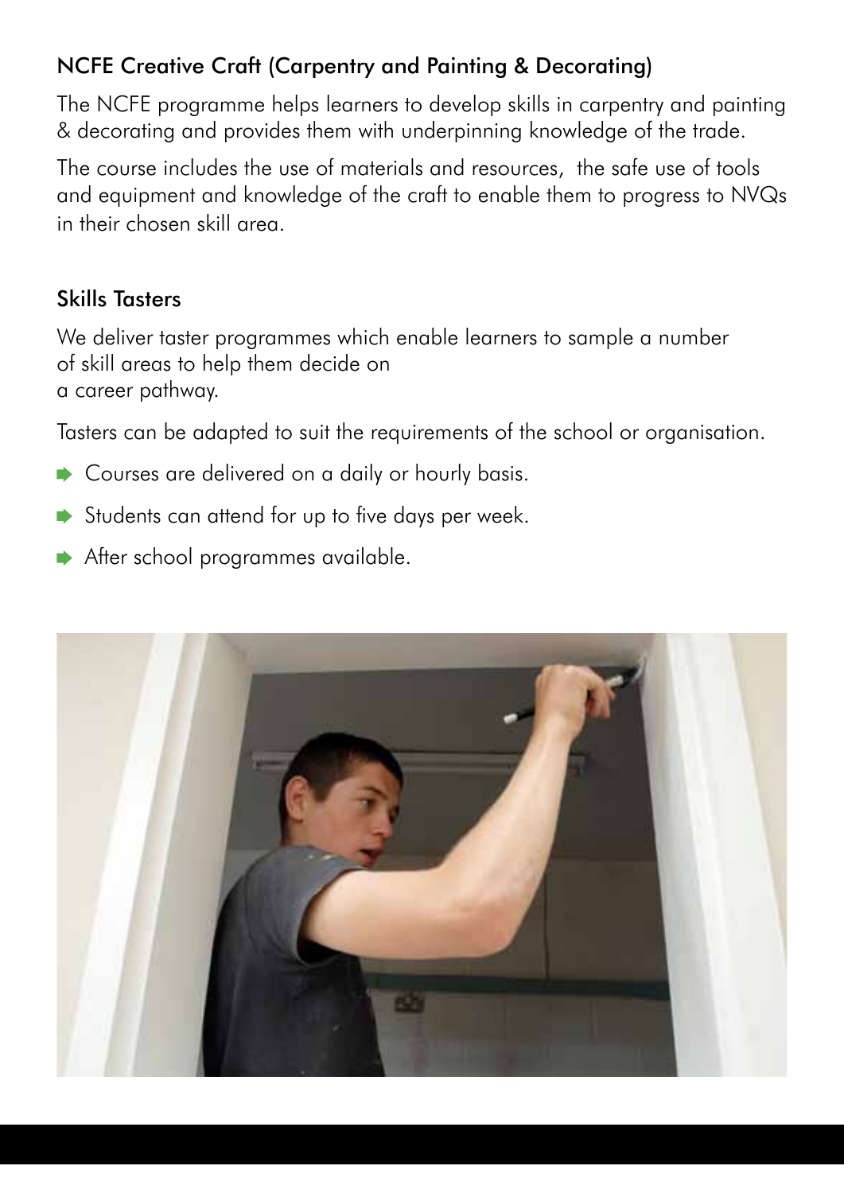## NCFE Creative Craft (Carpentry and Painting & Decorating)

The NCFE programme helps learners to develop skills in carpentry and painting & decorating and provides them with underpinning knowledge of the trade.

The course includes the use of materials and resources, the safe use of tools and equipment and knowledge of the craft to enable them to progress to NVQs in their chosen skill area.

## Skills Tasters

We deliver taster programmes which enable learners to sample a number of skill areas to help them decide on a career pathway.

Tasters can be adapted to suit the requirements of the school or organisation.

- Courses are delivered on a daily or hourly basis.
- Students can attend for up to five days per week.
- After school programmes available.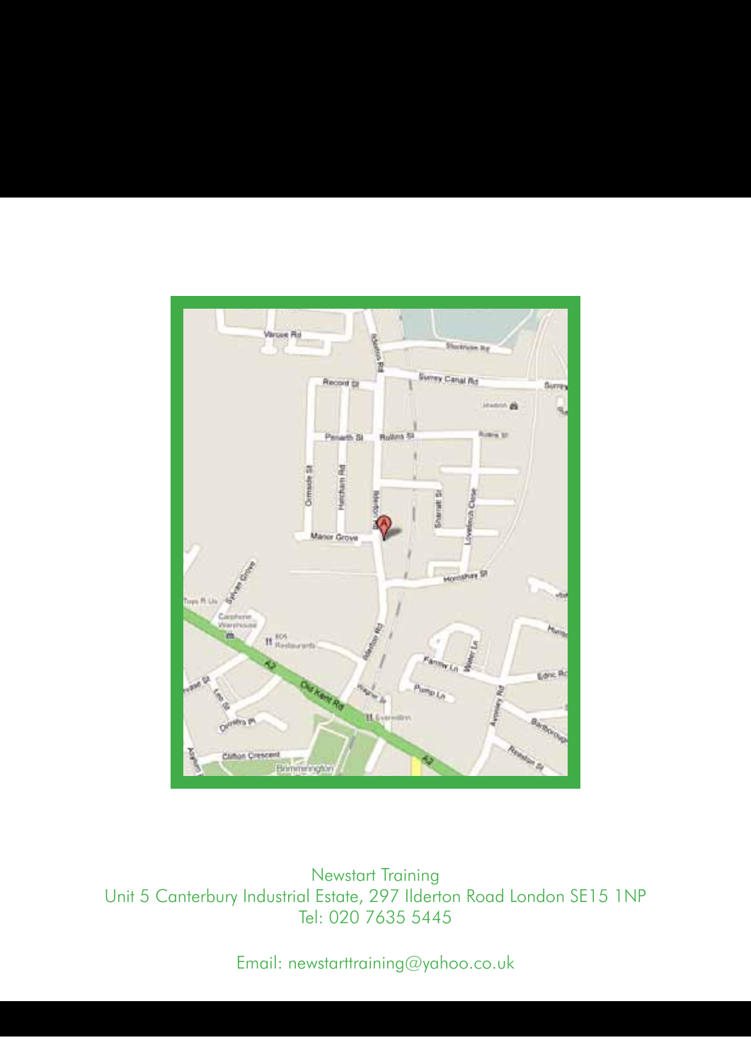Newstart Training
Unit 5 Canterbury Industrial Estate, 297 Ilderton Road London SE15 1NP
Tel: 020 7635 5445

Email: newstarttraining@yahoo.co.uk